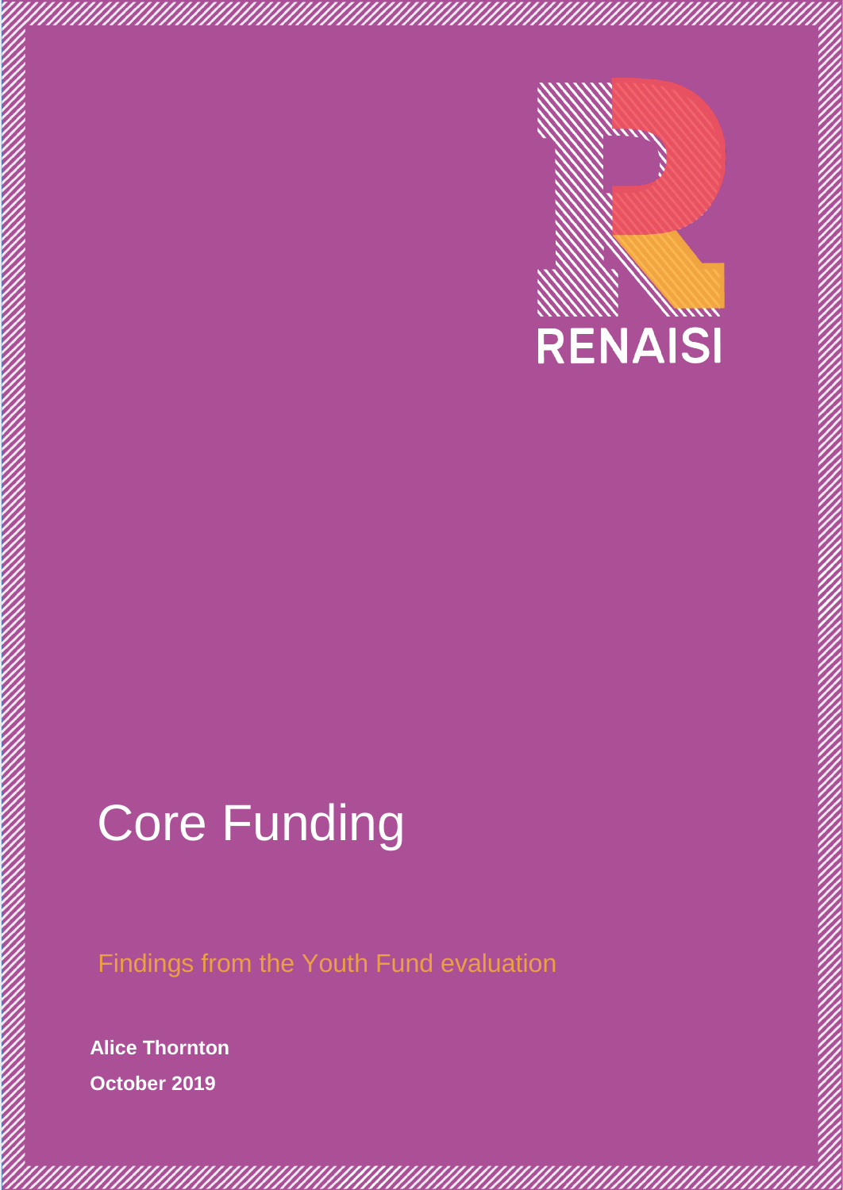RENAISI

# Core Funding

Findings from the Youth Fund evaluation

**Alice Thornton**

**October 2019**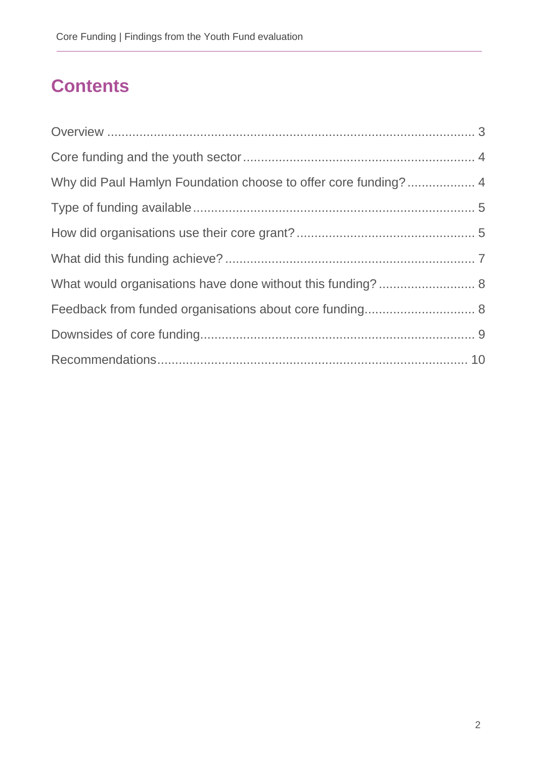# Contents

Overview ............................................................................................. 3

Core funding and the youth sector ............................................................... 4

Why did Paul Hamlyn Foundation choose to offer core funding? .................. 4

Type of funding available ............................................................................ 5

How did organisations use their core grant? ................................................. 5

What did this funding achieve? .................................................................... 7

What would organisations have done without this funding? .......................... 8

Feedback from funded organisations about core funding .............................. 8

Downsides of core funding ........................................................................... 9

Recommendations ..................................................................................... 10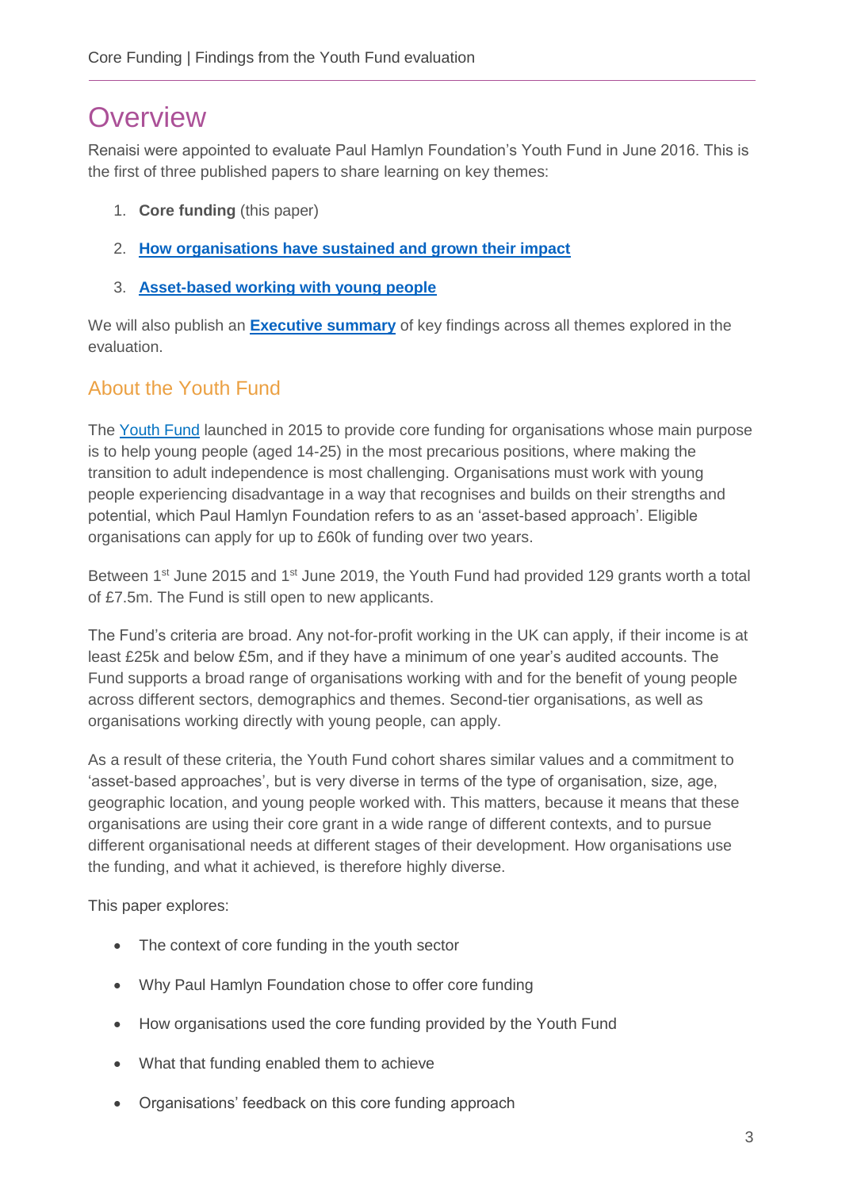# Overview

Renaisi were appointed to evaluate Paul Hamlyn Foundation's Youth Fund in June 2016. This is the first of three published papers to share learning on key themes:

1. **Core funding** (this paper)
2. **How organisations have sustained and grown their impact**
3. **Asset-based working with young people**

We will also publish an **Executive summary** of key findings across all themes explored in the evaluation.

## About the Youth Fund

The Youth Fund launched in 2015 to provide core funding for organisations whose main purpose is to help young people (aged 14-25) in the most precarious positions, where making the transition to adult independence is most challenging. Organisations must work with young people experiencing disadvantage in a way that recognises and builds on their strengths and potential, which Paul Hamlyn Foundation refers to as an 'asset-based approach'. Eligible organisations can apply for up to £60k of funding over two years.

Between 1st June 2015 and 1st June 2019, the Youth Fund had provided 129 grants worth a total of £7.5m. The Fund is still open to new applicants.

The Fund's criteria are broad. Any not-for-profit working in the UK can apply, if their income is at least £25k and below £5m, and if they have a minimum of one year's audited accounts. The Fund supports a broad range of organisations working with and for the benefit of young people across different sectors, demographics and themes. Second-tier organisations, as well as organisations working directly with young people, can apply.

As a result of these criteria, the Youth Fund cohort shares similar values and a commitment to 'asset-based approaches', but is very diverse in terms of the type of organisation, size, age, geographic location, and young people worked with. This matters, because it means that these organisations are using their core grant in a wide range of different contexts, and to pursue different organisational needs at different stages of their development. How organisations use the funding, and what it achieved, is therefore highly diverse.

This paper explores:

- The context of core funding in the youth sector
- Why Paul Hamlyn Foundation chose to offer core funding
- How organisations used the core funding provided by the Youth Fund
- What that funding enabled them to achieve
- Organisations' feedback on this core funding approach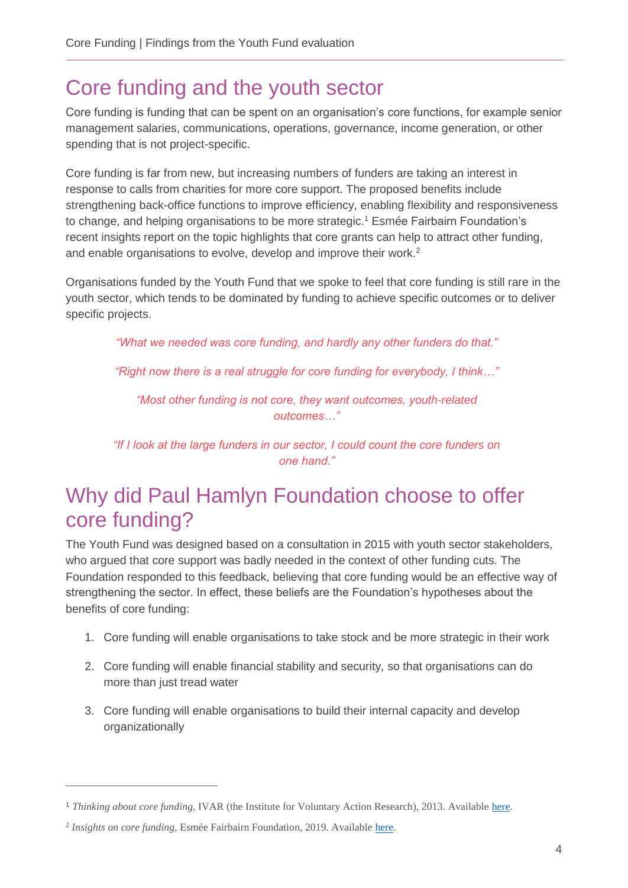# Core funding and the youth sector

Core funding is funding that can be spent on an organisation's core functions, for example senior management salaries, communications, operations, governance, income generation, or other spending that is not project-specific.

Core funding is far from new, but increasing numbers of funders are taking an interest in response to calls from charities for more core support. The proposed benefits include strengthening back-office functions to improve efficiency, enabling flexibility and responsiveness to change, and helping organisations to be more strategic.[1] Esmée Fairbairn Foundation's recent insights report on the topic highlights that core grants can help to attract other funding, and enable organisations to evolve, develop and improve their work.[2]

Organisations funded by the Youth Fund that we spoke to feel that core funding is still rare in the youth sector, which tends to be dominated by funding to achieve specific outcomes or to deliver specific projects.

*"What we needed was core funding, and hardly any other funders do that."*

*"Right now there is a real struggle for core funding for everybody, I think…"*

*"Most other funding is not core, they want outcomes, youth-related outcomes…"*

*"If I look at the large funders in our sector, I could count the core funders on one hand."*

# Why did Paul Hamlyn Foundation choose to offer core funding?

The Youth Fund was designed based on a consultation in 2015 with youth sector stakeholders, who argued that core support was badly needed in the context of other funding cuts. The Foundation responded to this feedback, believing that core funding would be an effective way of strengthening the sector. In effect, these beliefs are the Foundation's hypotheses about the benefits of core funding:

1. Core funding will enable organisations to take stock and be more strategic in their work
2. Core funding will enable financial stability and security, so that organisations can do more than just tread water
3. Core funding will enable organisations to build their internal capacity and develop organizationally

---

[1] *Thinking about core funding,* IVAR (the Institute for Voluntary Action Research), 2013. Available here.

[2] *Insights on core funding,* Esmée Fairbairn Foundation, 2019. Available here.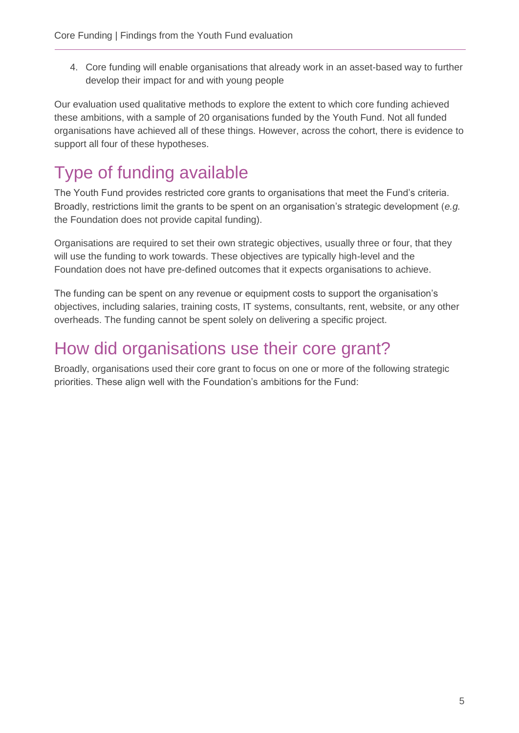4. Core funding will enable organisations that already work in an asset-based way to further develop their impact for and with young people

Our evaluation used qualitative methods to explore the extent to which core funding achieved these ambitions, with a sample of 20 organisations funded by the Youth Fund. Not all funded organisations have achieved all of these things. However, across the cohort, there is evidence to support all four of these hypotheses.

## Type of funding available

The Youth Fund provides restricted core grants to organisations that meet the Fund's criteria. Broadly, restrictions limit the grants to be spent on an organisation's strategic development (*e.g.* the Foundation does not provide capital funding).

Organisations are required to set their own strategic objectives, usually three or four, that they will use the funding to work towards. These objectives are typically high-level and the Foundation does not have pre-defined outcomes that it expects organisations to achieve.

The funding can be spent on any revenue or equipment costs to support the organisation's objectives, including salaries, training costs, IT systems, consultants, rent, website, or any other overheads. The funding cannot be spent solely on delivering a specific project.

## How did organisations use their core grant?

Broadly, organisations used their core grant to focus on one or more of the following strategic priorities. These align well with the Foundation's ambitions for the Fund: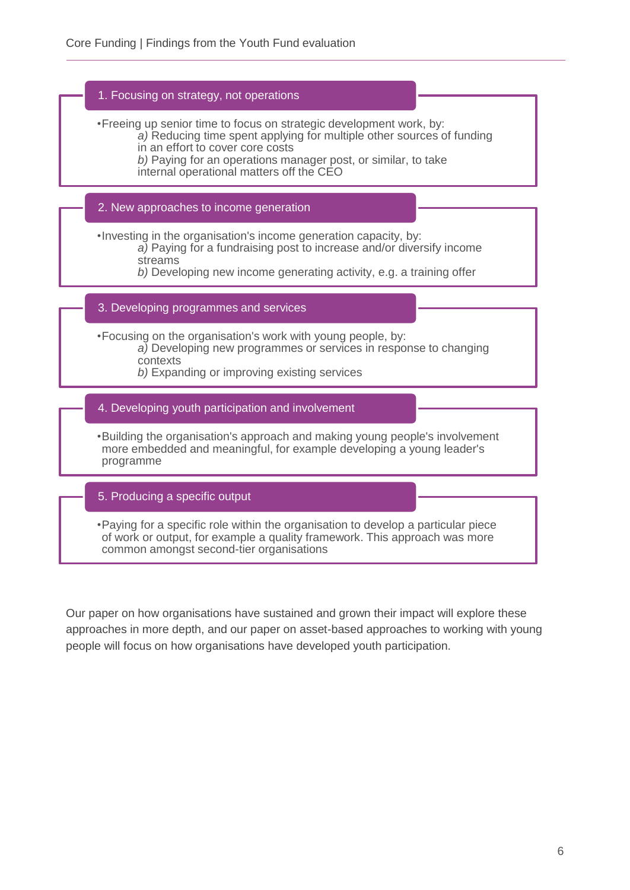### 1. Focusing on strategy, not operations

- Freeing up senior time to focus on strategic development work, by:
  - *a)* Reducing time spent applying for multiple other sources of funding in an effort to cover core costs
  - *b)* Paying for an operations manager post, or similar, to take internal operational matters off the CEO

### 2. New approaches to income generation

- Investing in the organisation's income generation capacity, by:
  - *a)* Paying for a fundraising post to increase and/or diversify income streams
  - *b)* Developing new income generating activity, e.g. a training offer

### 3. Developing programmes and services

- Focusing on the organisation's work with young people, by:
  - *a)* Developing new programmes or services in response to changing contexts
  - *b)* Expanding or improving existing services

### 4. Developing youth participation and involvement

- Building the organisation's approach and making young people's involvement more embedded and meaningful, for example developing a young leader's programme

### 5. Producing a specific output

- Paying for a specific role within the organisation to develop a particular piece of work or output, for example a quality framework. This approach was more common amongst second-tier organisations

Our paper on how organisations have sustained and grown their impact will explore these approaches in more depth, and our paper on asset-based approaches to working with young people will focus on how organisations have developed youth participation.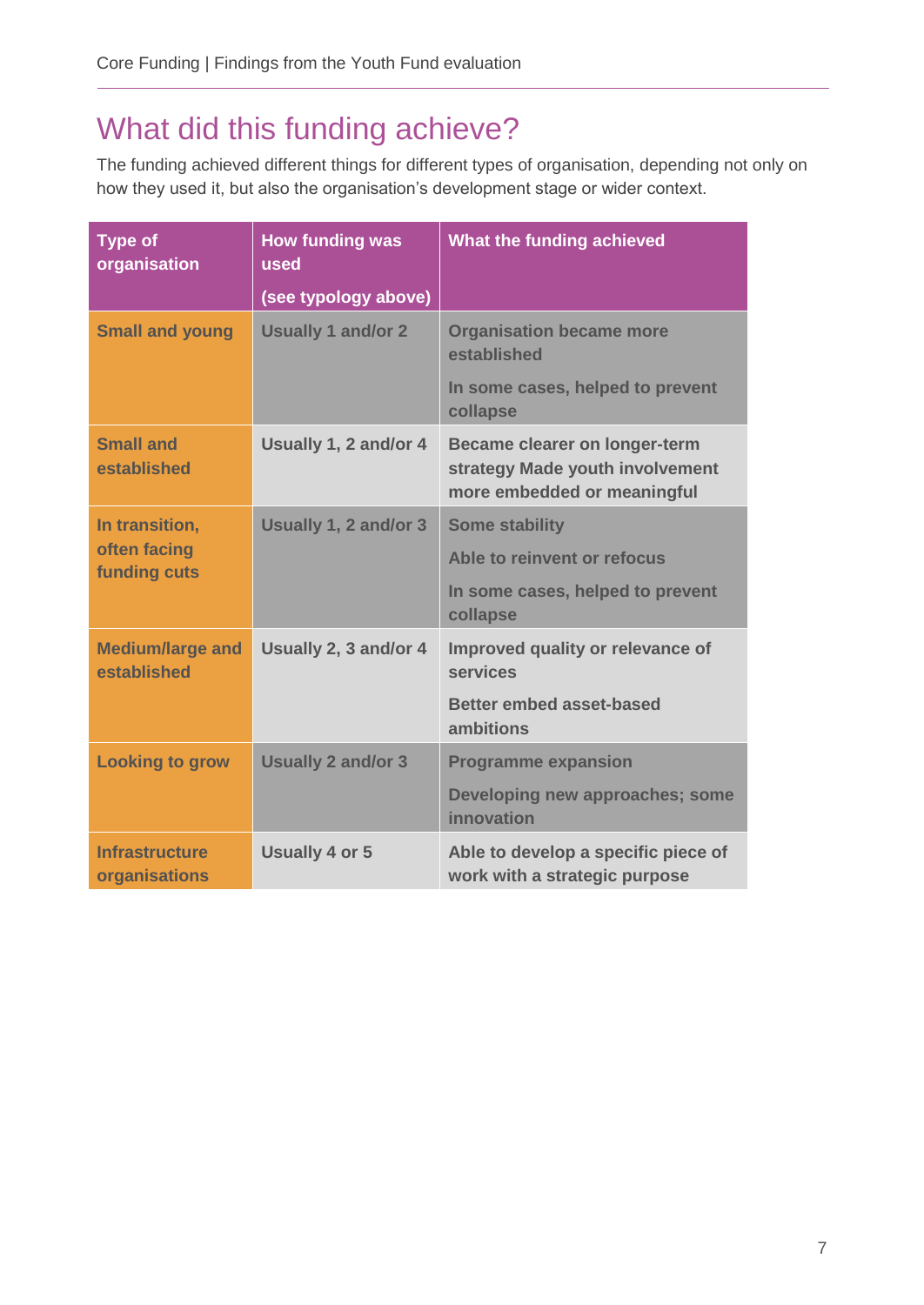# What did this funding achieve?

The funding achieved different things for different types of organisation, depending not only on how they used it, but also the organisation's development stage or wider context.

| Type of organisation | How funding was used (see typology above) | What the funding achieved |
|---|---|---|
| Small and young | Usually 1 and/or 2 | Organisation became more established<br><br>In some cases, helped to prevent collapse |
| Small and established | Usually 1, 2 and/or 4 | Became clearer on longer-term strategy Made youth involvement more embedded or meaningful |
| In transition, often facing funding cuts | Usually 1, 2 and/or 3 | Some stability<br><br>Able to reinvent or refocus<br><br>In some cases, helped to prevent collapse |
| Medium/large and established | Usually 2, 3 and/or 4 | Improved quality or relevance of services<br><br>Better embed asset-based ambitions |
| Looking to grow | Usually 2 and/or 3 | Programme expansion<br><br>Developing new approaches; some innovation |
| Infrastructure organisations | Usually 4 or 5 | Able to develop a specific piece of work with a strategic purpose |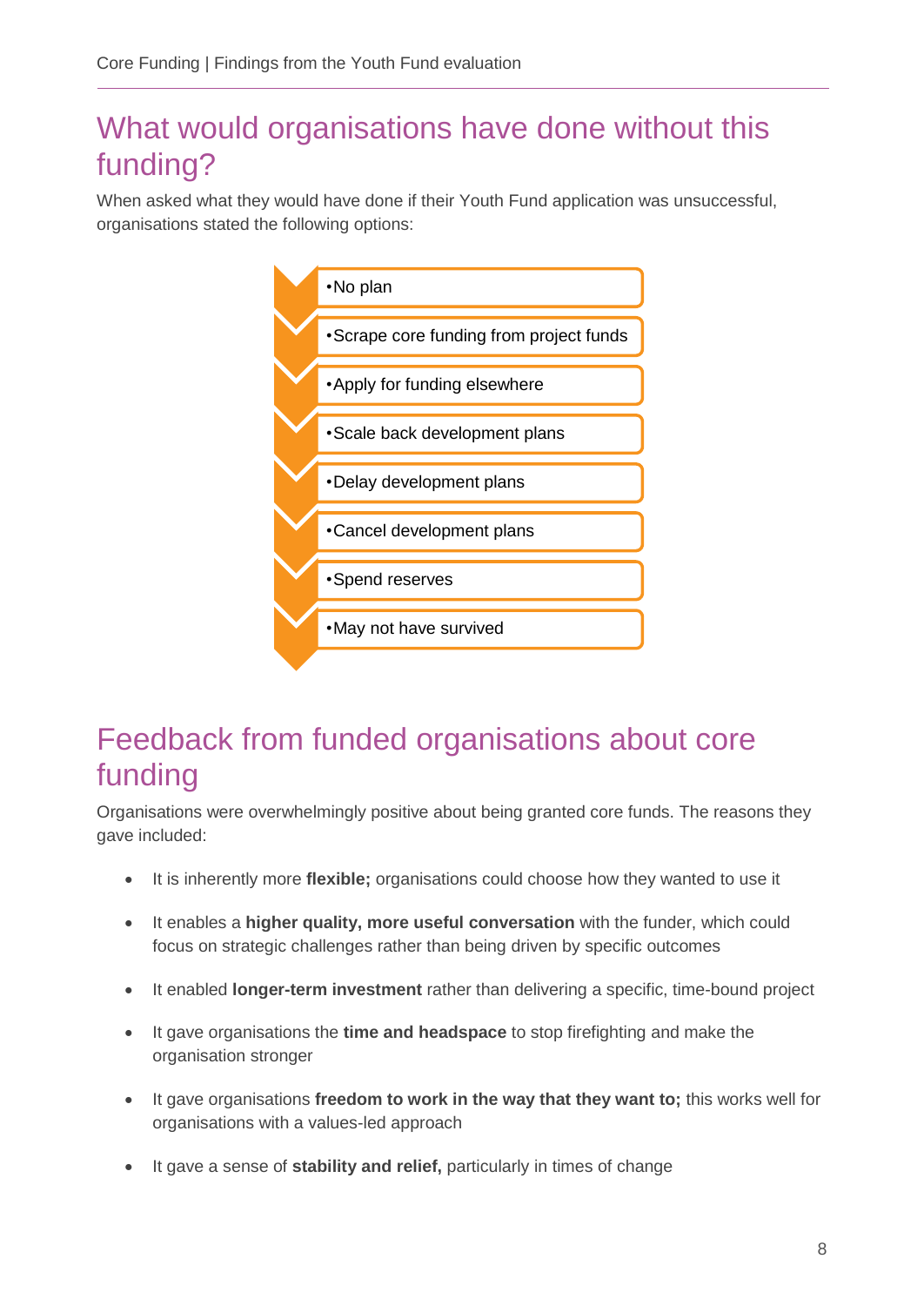## What would organisations have done without this funding?

When asked what they would have done if their Youth Fund application was unsuccessful, organisations stated the following options:

- No plan
- Scrape core funding from project funds
- Apply for funding elsewhere
- Scale back development plans
- Delay development plans
- Cancel development plans
- Spend reserves
- May not have survived

## Feedback from funded organisations about core funding

Organisations were overwhelmingly positive about being granted core funds. The reasons they gave included:

- It is inherently more **flexible;** organisations could choose how they wanted to use it
- It enables a **higher quality, more useful conversation** with the funder, which could focus on strategic challenges rather than being driven by specific outcomes
- It enabled **longer-term investment** rather than delivering a specific, time-bound project
- It gave organisations the **time and headspace** to stop firefighting and make the organisation stronger
- It gave organisations **freedom to work in the way that they want to;** this works well for organisations with a values-led approach
- It gave a sense of **stability and relief,** particularly in times of change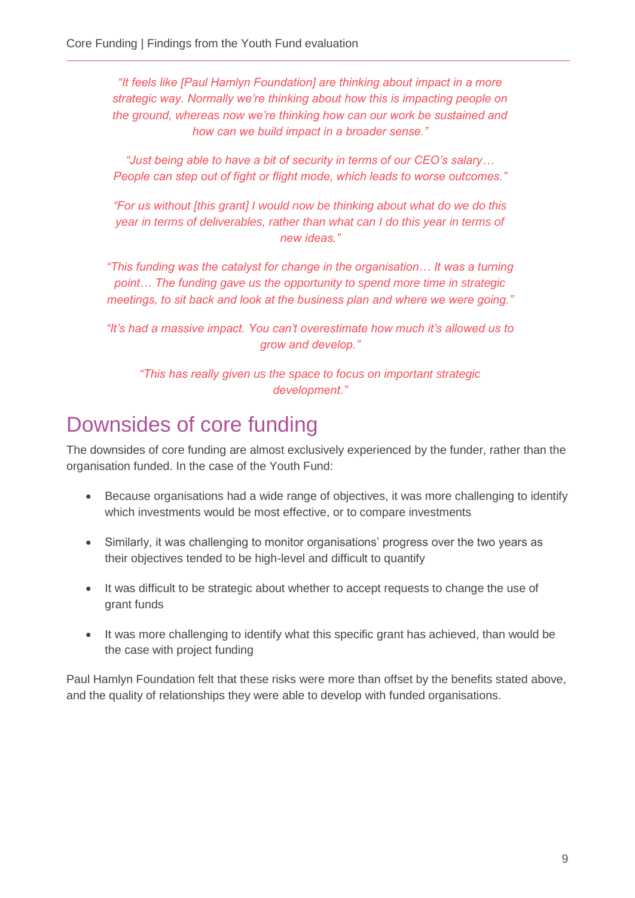*"It feels like [Paul Hamlyn Foundation] are thinking about impact in a more strategic way. Normally we're thinking about how this is impacting people on the ground, whereas now we're thinking how can our work be sustained and how can we build impact in a broader sense."*

*"Just being able to have a bit of security in terms of our CEO's salary… People can step out of fight or flight mode, which leads to worse outcomes."*

*"For us without [this grant] I would now be thinking about what do we do this year in terms of deliverables, rather than what can I do this year in terms of new ideas."*

*"This funding was the catalyst for change in the organisation… It was a turning point… The funding gave us the opportunity to spend more time in strategic meetings, to sit back and look at the business plan and where we were going."*

*"It's had a massive impact. You can't overestimate how much it's allowed us to grow and develop."*

*"This has really given us the space to focus on important strategic development."*

# Downsides of core funding

The downsides of core funding are almost exclusively experienced by the funder, rather than the organisation funded. In the case of the Youth Fund:

- Because organisations had a wide range of objectives, it was more challenging to identify which investments would be most effective, or to compare investments
- Similarly, it was challenging to monitor organisations' progress over the two years as their objectives tended to be high-level and difficult to quantify
- It was difficult to be strategic about whether to accept requests to change the use of grant funds
- It was more challenging to identify what this specific grant has achieved, than would be the case with project funding

Paul Hamlyn Foundation felt that these risks were more than offset by the benefits stated above, and the quality of relationships they were able to develop with funded organisations.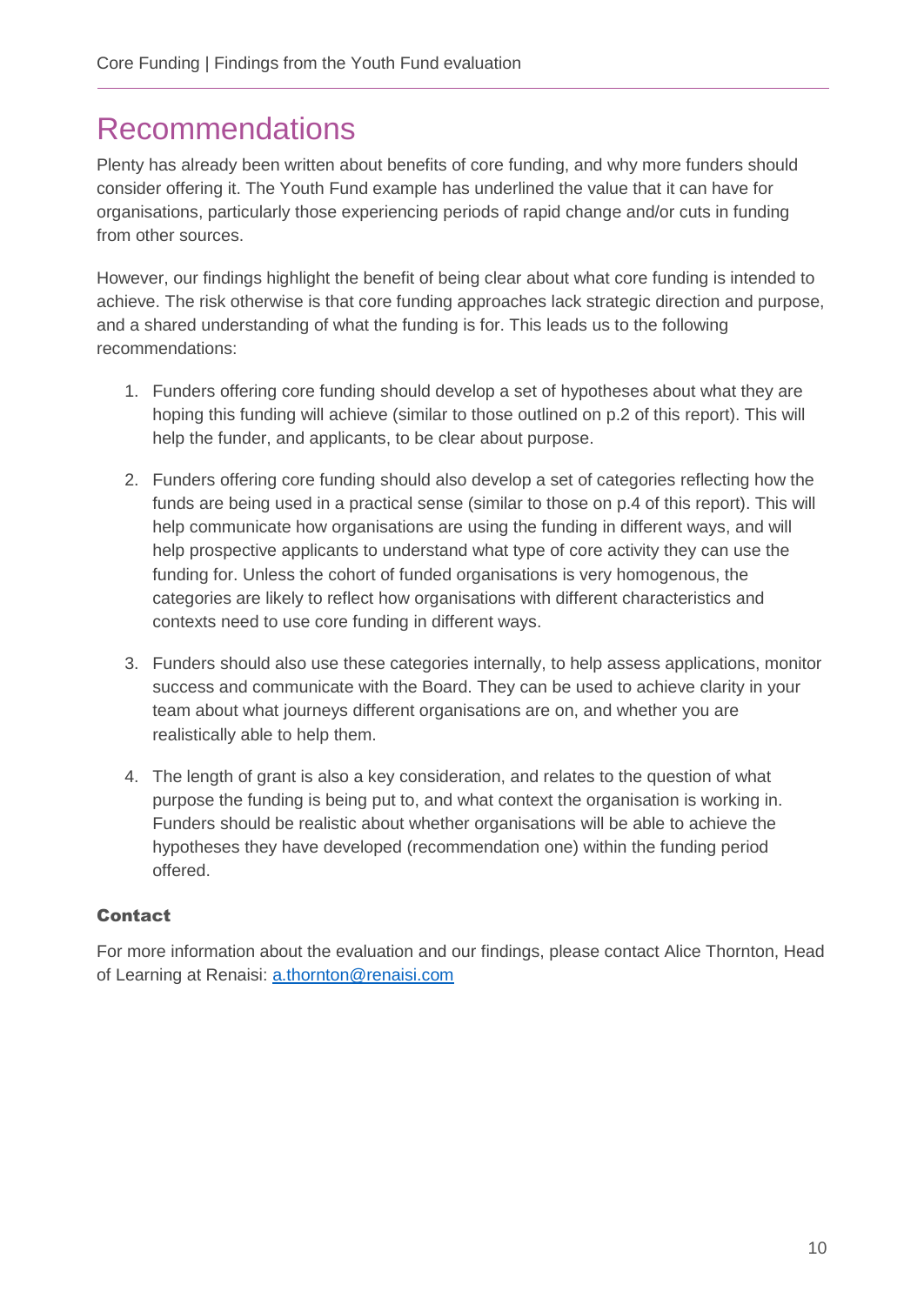# Recommendations

Plenty has already been written about benefits of core funding, and why more funders should consider offering it. The Youth Fund example has underlined the value that it can have for organisations, particularly those experiencing periods of rapid change and/or cuts in funding from other sources.

However, our findings highlight the benefit of being clear about what core funding is intended to achieve. The risk otherwise is that core funding approaches lack strategic direction and purpose, and a shared understanding of what the funding is for. This leads us to the following recommendations:

1. Funders offering core funding should develop a set of hypotheses about what they are hoping this funding will achieve (similar to those outlined on p.2 of this report). This will help the funder, and applicants, to be clear about purpose.

2. Funders offering core funding should also develop a set of categories reflecting how the funds are being used in a practical sense (similar to those on p.4 of this report). This will help communicate how organisations are using the funding in different ways, and will help prospective applicants to understand what type of core activity they can use the funding for. Unless the cohort of funded organisations is very homogenous, the categories are likely to reflect how organisations with different characteristics and contexts need to use core funding in different ways.

3. Funders should also use these categories internally, to help assess applications, monitor success and communicate with the Board. They can be used to achieve clarity in your team about what journeys different organisations are on, and whether you are realistically able to help them.

4. The length of grant is also a key consideration, and relates to the question of what purpose the funding is being put to, and what context the organisation is working in. Funders should be realistic about whether organisations will be able to achieve the hypotheses they have developed (recommendation one) within the funding period offered.

### Contact

For more information about the evaluation and our findings, please contact Alice Thornton, Head of Learning at Renaisi: a.thornton@renaisi.com